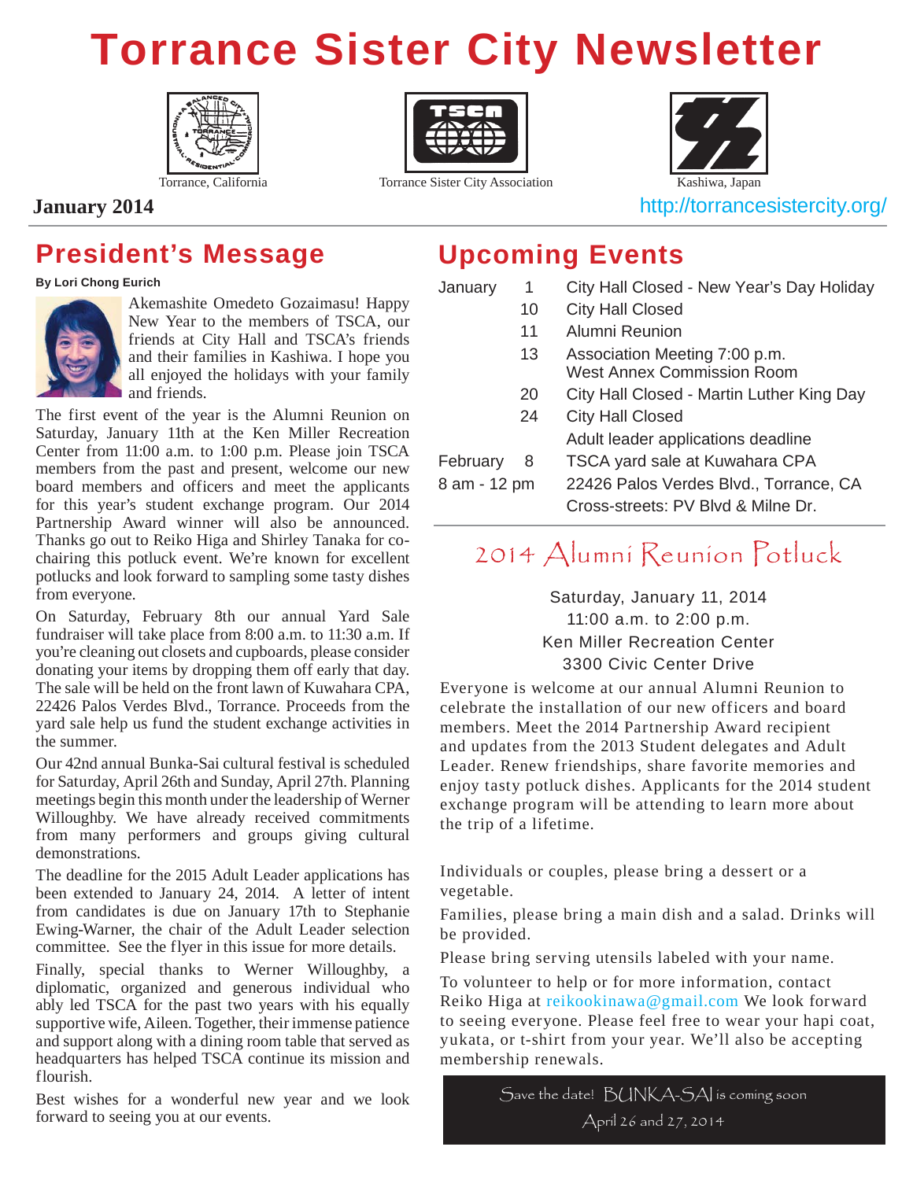# Torrance Sister City Newsletter

Torrance, California | Torrance Sister City Association | Kashiwa, Japan

**January 2014**

http://torrancesistercity.org/

## President's Message

**By Lori Chong Eurich**

Akemashite Omedeto Gozaimasu! Happy New Year to the members of TSCA, our friends at City Hall and TSCA's friends and their families in Kashiwa. I hope you all enjoyed the holidays with your family and friends.

The first event of the year is the Alumni Reunion on Saturday, January 11th at the Ken Miller Recreation Center from 11:00 a.m. to 1:00 p.m. Please join TSCA members from the past and present, welcome our new board members and officers and meet the applicants for this year's student exchange program. Our 2014 Partnership Award winner will also be announced. Thanks go out to Reiko Higa and Shirley Tanaka for co-chairing this potluck event. We're known for excellent potlucks and look forward to sampling some tasty dishes from everyone.

On Saturday, February 8th our annual Yard Sale fundraiser will take place from 8:00 a.m. to 11:30 a.m. If you're cleaning out closets and cupboards, please consider donating your items by dropping them off early that day. The sale will be held on the front lawn of Kuwahara CPA, 22426 Palos Verdes Blvd., Torrance. Proceeds from the yard sale help us fund the student exchange activities in the summer.

Our 42nd annual Bunka-Sai cultural festival is scheduled for Saturday, April 26th and Sunday, April 27th. Planning meetings begin this month under the leadership of Werner Willoughby. We have already received commitments from many performers and groups giving cultural demonstrations.

The deadline for the 2015 Adult Leader applications has been extended to January 24, 2014. A letter of intent from candidates is due on January 17th to Stephanie Ewing-Warner, the chair of the Adult Leader selection committee. See the flyer in this issue for more details.

Finally, special thanks to Werner Willoughby, a diplomatic, organized and generous individual who ably led TSCA for the past two years with his equally supportive wife, Aileen. Together, their immense patience and support along with a dining room table that served as headquarters has helped TSCA continue its mission and flourish.

Best wishes for a wonderful new year and we look forward to seeing you at our events.

## Upcoming Events

| | | |
|---|---|---|
| January | 1 | City Hall Closed - New Year's Day Holiday |
| | 10 | City Hall Closed |
| | 11 | Alumni Reunion |
| | 13 | Association Meeting 7:00 p.m.<br>West Annex Commission Room |
| | 20 | City Hall Closed - Martin Luther King Day |
| | 24 | City Hall Closed<br>Adult leader applications deadline |
| February | 8 | TSCA yard sale at Kuwahara CPA |
| 8 am - 12 pm | | 22426 Palos Verdes Blvd., Torrance, CA<br>Cross-streets: PV Blvd & Milne Dr. |

## 2014 Alumni Reunion Potluck

Saturday, January 11, 2014
11:00 a.m. to 2:00 p.m.
Ken Miller Recreation Center
3300 Civic Center Drive

Everyone is welcome at our annual Alumni Reunion to celebrate the installation of our new officers and board members. Meet the 2014 Partnership Award recipient and updates from the 2013 Student delegates and Adult Leader. Renew friendships, share favorite memories and enjoy tasty potluck dishes. Applicants for the 2014 student exchange program will be attending to learn more about the trip of a lifetime.

Individuals or couples, please bring a dessert or a vegetable.

Families, please bring a main dish and a salad. Drinks will be provided.

Please bring serving utensils labeled with your name.

To volunteer to help or for more information, contact Reiko Higa at reikookinawa@gmail.com We look forward to seeing everyone. Please feel free to wear your hapi coat, yukata, or t-shirt from your year. We'll also be accepting membership renewals.

Save the date! BUNKA-SAI is coming soon
April 26 and 27, 2014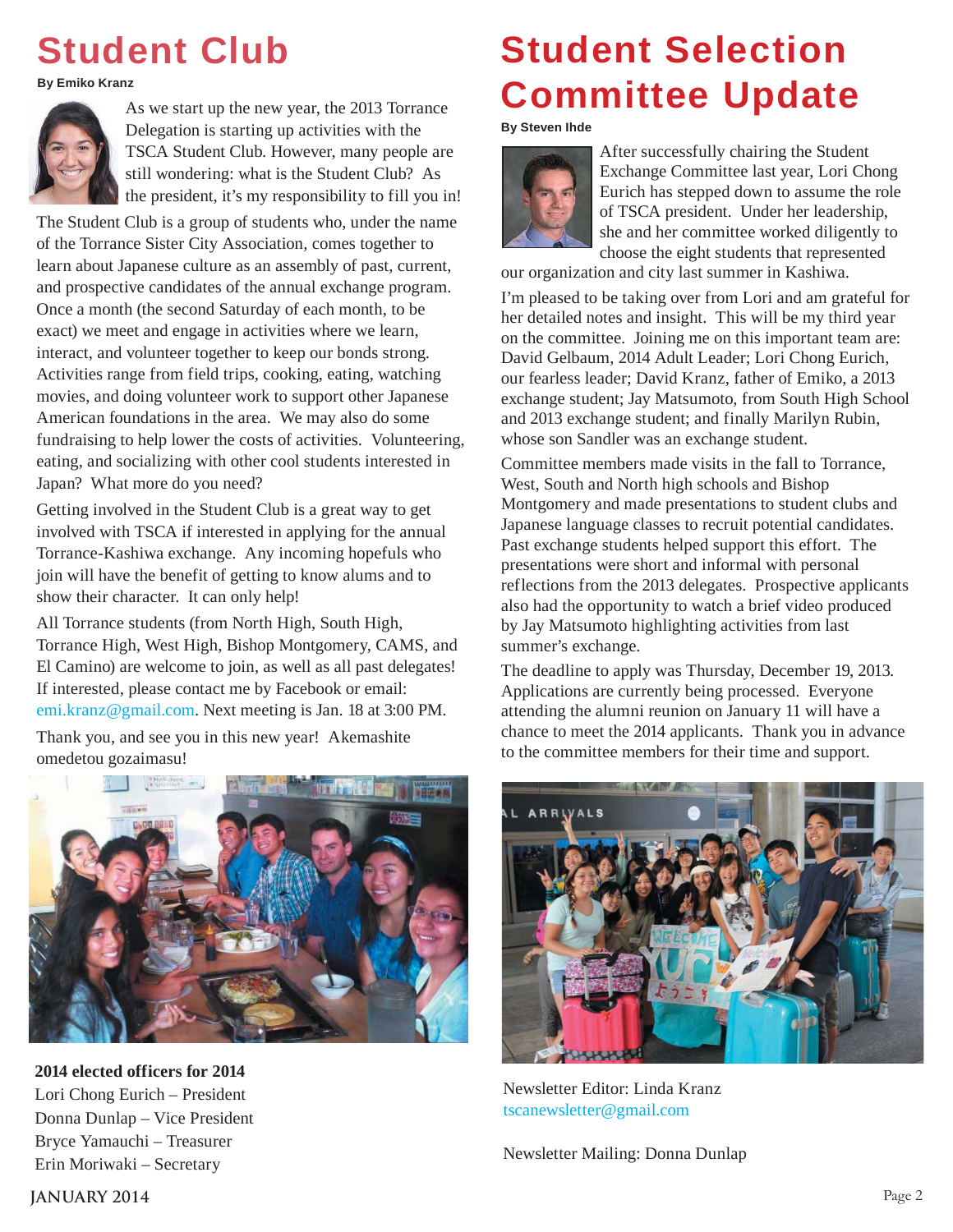# Student Club

**By Emiko Kranz**

As we start up the new year, the 2013 Torrance Delegation is starting up activities with the TSCA Student Club. However, many people are still wondering: what is the Student Club? As the president, it's my responsibility to fill you in!

The Student Club is a group of students who, under the name of the Torrance Sister City Association, comes together to learn about Japanese culture as an assembly of past, current, and prospective candidates of the annual exchange program. Once a month (the second Saturday of each month, to be exact) we meet and engage in activities where we learn, interact, and volunteer together to keep our bonds strong. Activities range from field trips, cooking, eating, watching movies, and doing volunteer work to support other Japanese American foundations in the area. We may also do some fundraising to help lower the costs of activities. Volunteering, eating, and socializing with other cool students interested in Japan? What more do you need?

Getting involved in the Student Club is a great way to get involved with TSCA if interested in applying for the annual Torrance-Kashiwa exchange. Any incoming hopefuls who join will have the benefit of getting to know alums and to show their character. It can only help!

All Torrance students (from North High, South High, Torrance High, West High, Bishop Montgomery, CAMS, and El Camino) are welcome to join, as well as all past delegates! If interested, please contact me by Facebook or email: emi.kranz@gmail.com. Next meeting is Jan. 18 at 3:00 PM.

Thank you, and see you in this new year! Akemashite omedetou gozaimasu!

**2014 elected officers for 2014**

Lori Chong Eurich – President
Donna Dunlap – Vice President
Bryce Yamauchi – Treasurer
Erin Moriwaki – Secretary

# Student Selection Committee Update

**By Steven Ihde**

After successfully chairing the Student Exchange Committee last year, Lori Chong Eurich has stepped down to assume the role of TSCA president. Under her leadership, she and her committee worked diligently to choose the eight students that represented our organization and city last summer in Kashiwa.

I'm pleased to be taking over from Lori and am grateful for her detailed notes and insight. This will be my third year on the committee. Joining me on this important team are: David Gelbaum, 2014 Adult Leader; Lori Chong Eurich, our fearless leader; David Kranz, father of Emiko, a 2013 exchange student; Jay Matsumoto, from South High School and 2013 exchange student; and finally Marilyn Rubin, whose son Sandler was an exchange student.

Committee members made visits in the fall to Torrance, West, South and North high schools and Bishop Montgomery and made presentations to student clubs and Japanese language classes to recruit potential candidates. Past exchange students helped support this effort. The presentations were short and informal with personal reflections from the 2013 delegates. Prospective applicants also had the opportunity to watch a brief video produced by Jay Matsumoto highlighting activities from last summer's exchange.

The deadline to apply was Thursday, December 19, 2013. Applications are currently being processed. Everyone attending the alumni reunion on January 11 will have a chance to meet the 2014 applicants. Thank you in advance to the committee members for their time and support.

Newsletter Editor: Linda Kranz
tscanewsletter@gmail.com

Newsletter Mailing: Donna Dunlap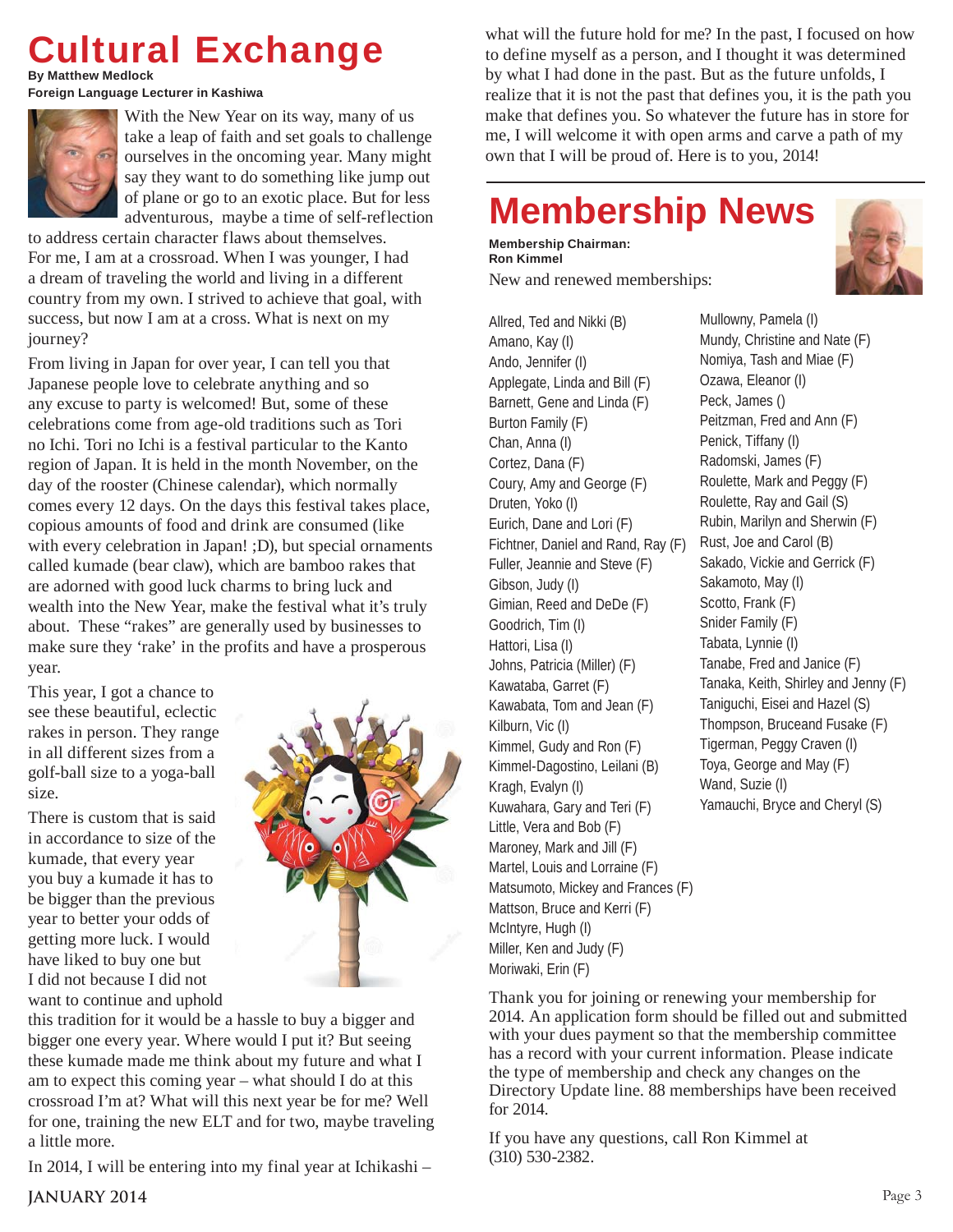# Cultural Exchange

**By Matthew Medlock**
**Foreign Language Lecturer in Kashiwa**

With the New Year on its way, many of us take a leap of faith and set goals to challenge ourselves in the oncoming year. Many might say they want to do something like jump out of plane or go to an exotic place. But for less adventurous, maybe a time of self-reflection to address certain character flaws about themselves. For me, I am at a crossroad. When I was younger, I had a dream of traveling the world and living in a different country from my own. I strived to achieve that goal, with success, but now I am at a cross. What is next on my journey?

From living in Japan for over year, I can tell you that Japanese people love to celebrate anything and so any excuse to party is welcomed! But, some of these celebrations come from age-old traditions such as Tori no Ichi. Tori no Ichi is a festival particular to the Kanto region of Japan. It is held in the month November, on the day of the rooster (Chinese calendar), which normally comes every 12 days. On the days this festival takes place, copious amounts of food and drink are consumed (like with every celebration in Japan! ;D), but special ornaments called kumade (bear claw), which are bamboo rakes that are adorned with good luck charms to bring luck and wealth into the New Year, make the festival what it's truly about. These "rakes" are generally used by businesses to make sure they 'rake' in the profits and have a prosperous year.

This year, I got a chance to see these beautiful, eclectic rakes in person. They range in all different sizes from a golf-ball size to a yoga-ball size.

There is custom that is said in accordance to size of the kumade, that every year you buy a kumade it has to be bigger than the previous year to better your odds of getting more luck. I would have liked to buy one but I did not because I did not want to continue and uphold this tradition for it would be a hassle to buy a bigger and bigger one every year. Where would I put it? But seeing these kumade made me think about my future and what I am to expect this coming year – what should I do at this crossroad I'm at? What will this next year be for me? Well for one, training the new ELT and for two, maybe traveling a little more.

In 2014, I will be entering into my final year at Ichikashi – what will the future hold for me? In the past, I focused on how to define myself as a person, and I thought it was determined by what I had done in the past. But as the future unfolds, I realize that it is not the past that defines you, it is the path you make that defines you. So whatever the future has in store for me, I will welcome it with open arms and carve a path of my own that I will be proud of. Here is to you, 2014!

# Membership News

**Membership Chairman:**
**Ron Kimmel**

New and renewed memberships:

Allred, Ted and Nikki (B)
Amano, Kay (I)
Ando, Jennifer (I)
Applegate, Linda and Bill (F)
Barnett, Gene and Linda (F)
Burton Family (F)
Chan, Anna (I)
Cortez, Dana (F)
Coury, Amy and George (F)
Druten, Yoko (I)
Eurich, Dane and Lori (F)
Fichtner, Daniel and Rand, Ray (F)
Fuller, Jeannie and Steve (F)
Gibson, Judy (I)
Gimian, Reed and DeDe (F)
Goodrich, Tim (I)
Hattori, Lisa (I)
Johns, Patricia (Miller) (F)
Kawataba, Garret (F)
Kawabata, Tom and Jean (F)
Kilburn, Vic (I)
Kimmel, Gudy and Ron (F)
Kimmel-Dagostino, Leilani (B)
Kragh, Evalyn (I)
Kuwahara, Gary and Teri (F)
Little, Vera and Bob (F)
Maroney, Mark and Jill (F)
Martel, Louis and Lorraine (F)
Matsumoto, Mickey and Frances (F)
Mattson, Bruce and Kerri (F)
McIntyre, Hugh (I)
Miller, Ken and Judy (F)
Moriwaki, Erin (F)
Mullowny, Pamela (I)
Mundy, Christine and Nate (F)
Nomiya, Tash and Miae (F)
Ozawa, Eleanor (I)
Peck, James ()
Peitzman, Fred and Ann (F)
Penick, Tiffany (I)
Radomski, James (F)
Roulette, Mark and Peggy (F)
Roulette, Ray and Gail (S)
Rubin, Marilyn and Sherwin (F)
Rust, Joe and Carol (B)
Sakado, Vickie and Gerrick (F)
Sakamoto, May (I)
Scotto, Frank (F)
Snider Family (F)
Tabata, Lynnie (I)
Tanabe, Fred and Janice (F)
Tanaka, Keith, Shirley and Jenny (F)
Taniguchi, Eisei and Hazel (S)
Thompson, Bruceand Fusake (F)
Tigerman, Peggy Craven (I)
Toya, George and May (F)
Wand, Suzie (I)
Yamauchi, Bryce and Cheryl (S)

Thank you for joining or renewing your membership for 2014. An application form should be filled out and submitted with your dues payment so that the membership committee has a record with your current information. Please indicate the type of membership and check any changes on the Directory Update line. 88 memberships have been received for 2014.

If you have any questions, call Ron Kimmel at (310) 530-2382.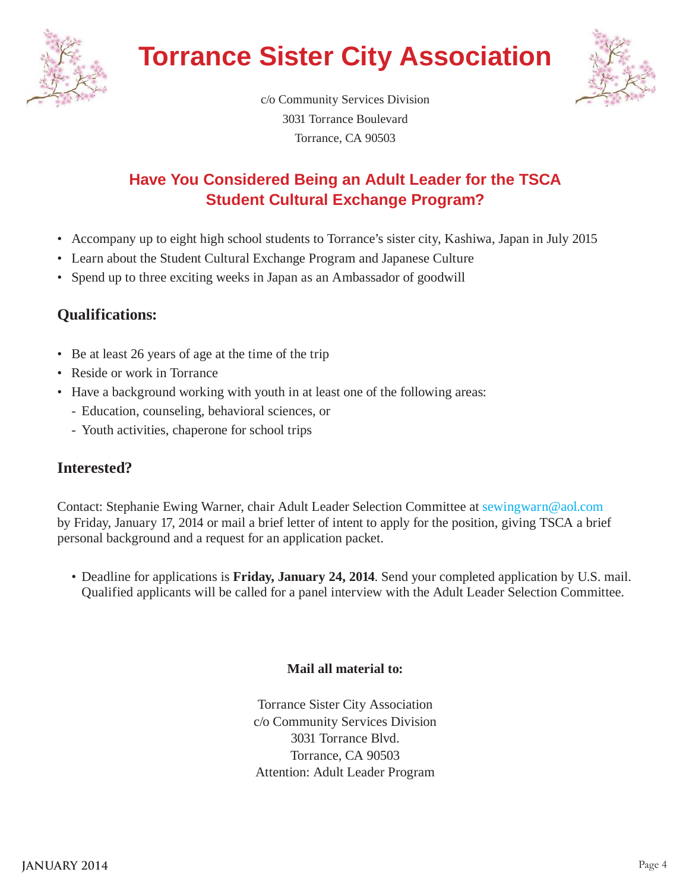# Torrance Sister City Association

c/o Community Services Division
3031 Torrance Boulevard
Torrance, CA 90503

## Have You Considered Being an Adult Leader for the TSCA Student Cultural Exchange Program?

- Accompany up to eight high school students to Torrance's sister city, Kashiwa, Japan in July 2015
- Learn about the Student Cultural Exchange Program and Japanese Culture
- Spend up to three exciting weeks in Japan as an Ambassador of goodwill

### Qualifications:

- Be at least 26 years of age at the time of the trip
- Reside or work in Torrance
- Have a background working with youth in at least one of the following areas:
  - Education, counseling, behavioral sciences, or
  - Youth activities, chaperone for school trips

### Interested?

Contact: Stephanie Ewing Warner, chair Adult Leader Selection Committee at sewingwarn@aol.com by Friday, January 17, 2014 or mail a brief letter of intent to apply for the position, giving TSCA a brief personal background and a request for an application packet.

- Deadline for applications is **Friday, January 24, 2014**. Send your completed application by U.S. mail. Qualified applicants will be called for a panel interview with the Adult Leader Selection Committee.

**Mail all material to:**

Torrance Sister City Association
c/o Community Services Division
3031 Torrance Blvd.
Torrance, CA 90503
Attention: Adult Leader Program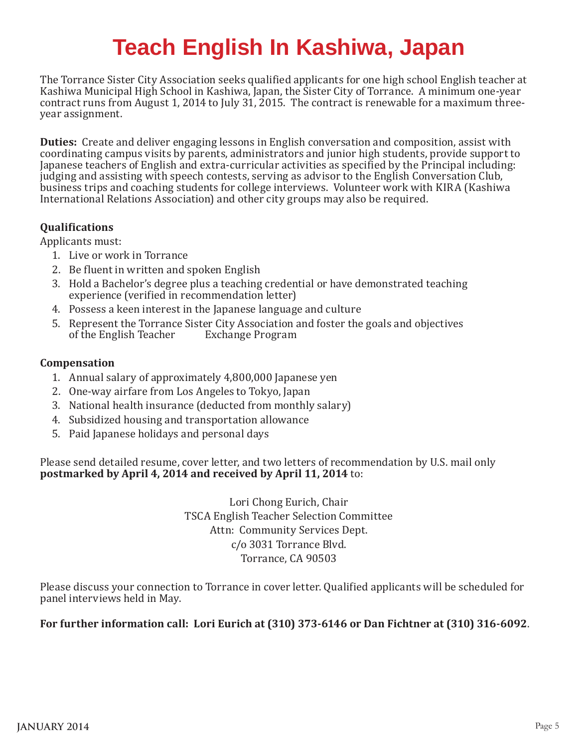# Teach English In Kashiwa, Japan

The Torrance Sister City Association seeks qualified applicants for one high school English teacher at Kashiwa Municipal High School in Kashiwa, Japan, the Sister City of Torrance. A minimum one-year contract runs from August 1, 2014 to July 31, 2015. The contract is renewable for a maximum three-year assignment.

**Duties:** Create and deliver engaging lessons in English conversation and composition, assist with coordinating campus visits by parents, administrators and junior high students, provide support to Japanese teachers of English and extra-curricular activities as specified by the Principal including: judging and assisting with speech contests, serving as advisor to the English Conversation Club, business trips and coaching students for college interviews. Volunteer work with KIRA (Kashiwa International Relations Association) and other city groups may also be required.

**Qualifications**

Applicants must:

1. Live or work in Torrance
2. Be fluent in written and spoken English
3. Hold a Bachelor's degree plus a teaching credential or have demonstrated teaching experience (verified in recommendation letter)
4. Possess a keen interest in the Japanese language and culture
5. Represent the Torrance Sister City Association and foster the goals and objectives of the English Teacher Exchange Program

**Compensation**

1. Annual salary of approximately 4,800,000 Japanese yen
2. One-way airfare from Los Angeles to Tokyo, Japan
3. National health insurance (deducted from monthly salary)
4. Subsidized housing and transportation allowance
5. Paid Japanese holidays and personal days

Please send detailed resume, cover letter, and two letters of recommendation by U.S. mail only **postmarked by April 4, 2014 and received by April 11, 2014** to:

Lori Chong Eurich, Chair  
TSCA English Teacher Selection Committee  
Attn: Community Services Dept.  
c/o 3031 Torrance Blvd.  
Torrance, CA 90503

Please discuss your connection to Torrance in cover letter. Qualified applicants will be scheduled for panel interviews held in May.

**For further information call: Lori Eurich at (310) 373-6146 or Dan Fichtner at (310) 316-6092**.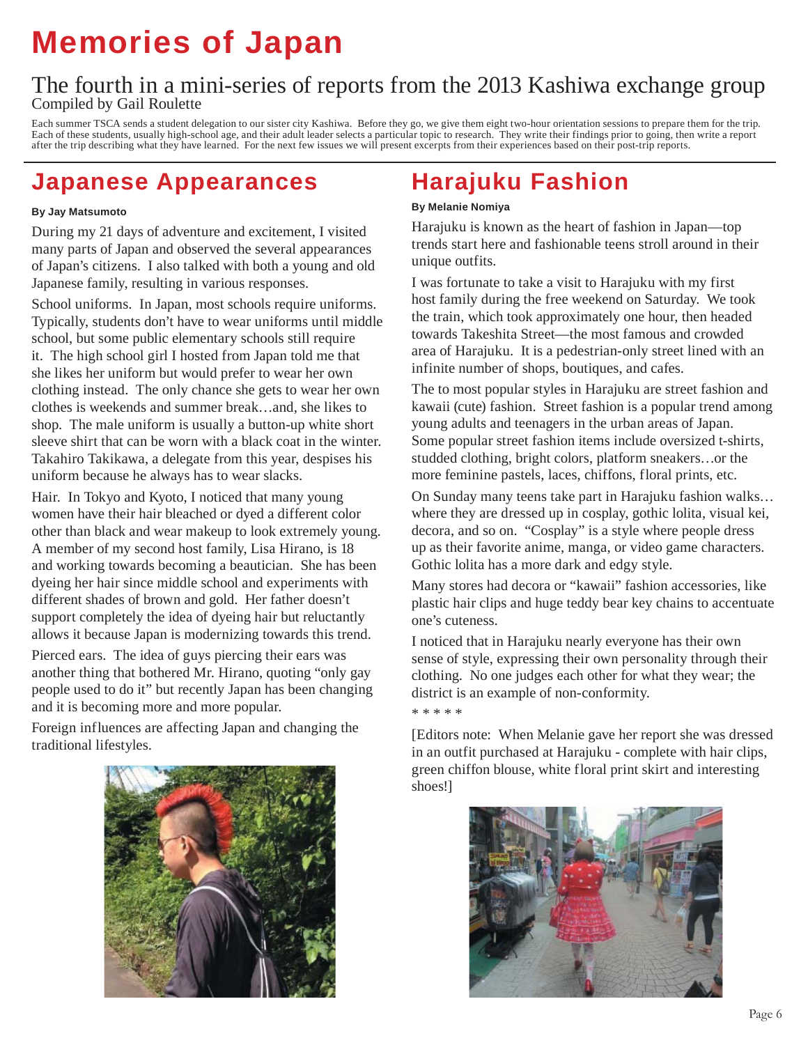# Memories of Japan

## The fourth in a mini-series of reports from the 2013 Kashiwa exchange group

Compiled by Gail Roulette

Each summer TSCA sends a student delegation to our sister city Kashiwa. Before they go, we give them eight two-hour orientation sessions to prepare them for the trip. Each of these students, usually high-school age, and their adult leader selects a particular topic to research. They write their findings prior to going, then write a report after the trip describing what they have learned. For the next few issues we will present excerpts from their experiences based on their post-trip reports.

## Japanese Appearances

**By Jay Matsumoto**

During my 21 days of adventure and excitement, I visited many parts of Japan and observed the several appearances of Japan's citizens. I also talked with both a young and old Japanese family, resulting in various responses.

School uniforms. In Japan, most schools require uniforms. Typically, students don't have to wear uniforms until middle school, but some public elementary schools still require it. The high school girl I hosted from Japan told me that she likes her uniform but would prefer to wear her own clothing instead. The only chance she gets to wear her own clothes is weekends and summer break…and, she likes to shop. The male uniform is usually a button-up white short sleeve shirt that can be worn with a black coat in the winter. Takahiro Takikawa, a delegate from this year, despises his uniform because he always has to wear slacks.

Hair. In Tokyo and Kyoto, I noticed that many young women have their hair bleached or dyed a different color other than black and wear makeup to look extremely young. A member of my second host family, Lisa Hirano, is 18 and working towards becoming a beautician. She has been dyeing her hair since middle school and experiments with different shades of brown and gold. Her father doesn't support completely the idea of dyeing hair but reluctantly allows it because Japan is modernizing towards this trend.

Pierced ears. The idea of guys piercing their ears was another thing that bothered Mr. Hirano, quoting "only gay people used to do it" but recently Japan has been changing and it is becoming more and more popular.

Foreign influences are affecting Japan and changing the traditional lifestyles.

## Harajuku Fashion

**By Melanie Nomiya**

Harajuku is known as the heart of fashion in Japan—top trends start here and fashionable teens stroll around in their unique outfits.

I was fortunate to take a visit to Harajuku with my first host family during the free weekend on Saturday. We took the train, which took approximately one hour, then headed towards Takeshita Street—the most famous and crowded area of Harajuku. It is a pedestrian-only street lined with an infinite number of shops, boutiques, and cafes.

The to most popular styles in Harajuku are street fashion and kawaii (cute) fashion. Street fashion is a popular trend among young adults and teenagers in the urban areas of Japan. Some popular street fashion items include oversized t-shirts, studded clothing, bright colors, platform sneakers…or the more feminine pastels, laces, chiffons, floral prints, etc.

On Sunday many teens take part in Harajuku fashion walks… where they are dressed up in cosplay, gothic lolita, visual kei, decora, and so on. "Cosplay" is a style where people dress up as their favorite anime, manga, or video game characters. Gothic lolita has a more dark and edgy style.

Many stores had decora or "kawaii" fashion accessories, like plastic hair clips and huge teddy bear key chains to accentuate one's cuteness.

I noticed that in Harajuku nearly everyone has their own sense of style, expressing their own personality through their clothing. No one judges each other for what they wear; the district is an example of non-conformity.

\* \* \* \* \*

[Editors note: When Melanie gave her report she was dressed in an outfit purchased at Harajuku - complete with hair clips, green chiffon blouse, white floral print skirt and interesting shoes!]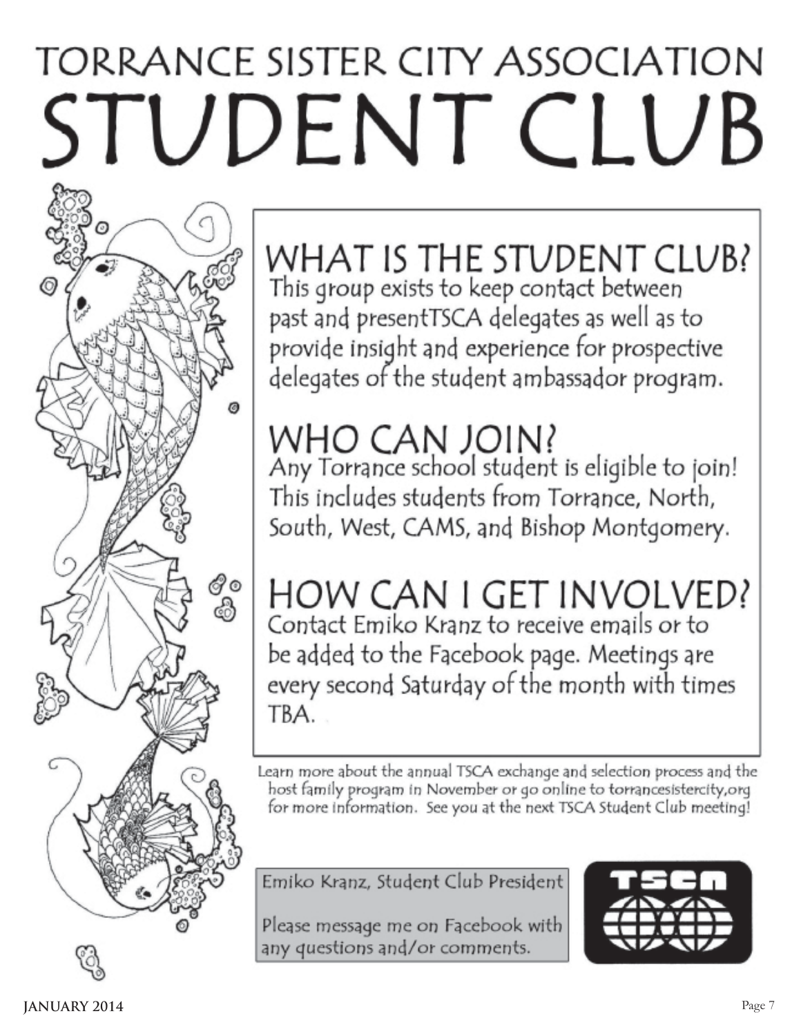# TORRANCE SISTER CITY ASSOCIATION STUDENT CLUB

## WHAT IS THE STUDENT CLUB?

This group exists to keep contact between past and presentTSCA delegates as well as to provide insight and experience for prospective delegates of the student ambassador program.

## WHO CAN JOIN?

Any Torrance school student is eligible to join! This includes students from Torrance, North, South, West, CAMS, and Bishop Montgomery.

## HOW CAN I GET INVOLVED?

Contact Emiko Kranz to receive emails or to be added to the Facebook page. Meetings are every second Saturday of the month with times TBA.

Learn more about the annual TSCA exchange and selection process and the host family program in November or go online to torrancesistercity,org for more information. See you at the next TSCA Student Club meeting!

Emiko Kranz, Student Club President

Please message me on Facebook with any questions and/or comments.

TSCA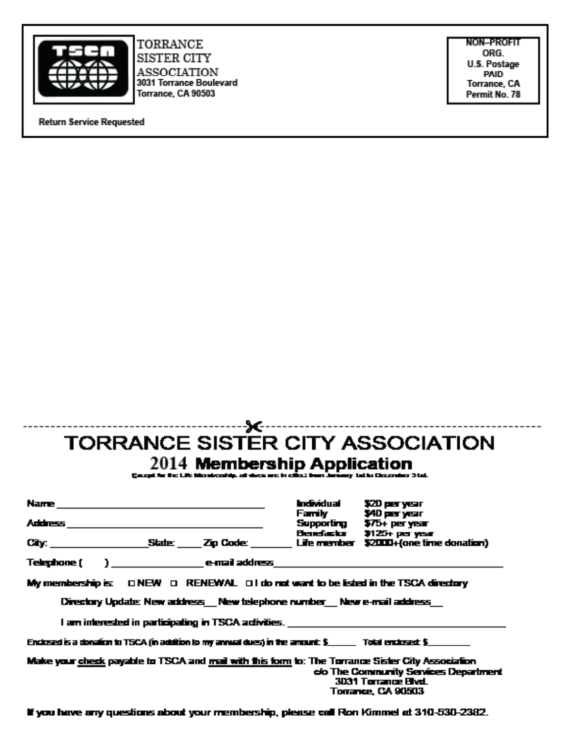TORRANCE SISTER CITY ASSOCIATION
3031 Torrance Boulevard
Torrance, CA 90503

NON–PROFIT ORG.
U.S. Postage
PAID
Torrance, CA
Permit No. 78

Return Service Requested

---

# TORRANCE SISTER CITY ASSOCIATION

## 2014 Membership Application

Except for the Life Membership, all dues are in effect from January 1st to December 31st.

Name ______________________________________

Address ____________________________________

City: __________________ State: _____ Zip Code: ________

| | |
|---|---|
| Individual | $20 per year |
| Family | $40 per year |
| Supporting | $75+ per year |
| Benefactor | $125+ per year |
| Life member | $2000+(one time donation) |

Telephone (      ) ________________ e-mail address________________________________________

My membership is: ☐ NEW ☐ RENEWAL ☐ I do not want to be listed in the TSCA directory

Directory Update: New address__ New telephone number__ New e-mail address__

I am interested in participating in TSCA activities. ______________________________________

Enclosed is a donation to TSCA (in addition to my annual dues) in the amount: $______ Total enclosed: $_________

Make your check payable to TSCA and mail with this form to: The Torrance Sister City Association
c/o The Community Services Department
3031 Torrance Blvd.
Torrance, CA 90503

If you have any questions about your membership, please call Ron Kimmel at 310-530-2382.